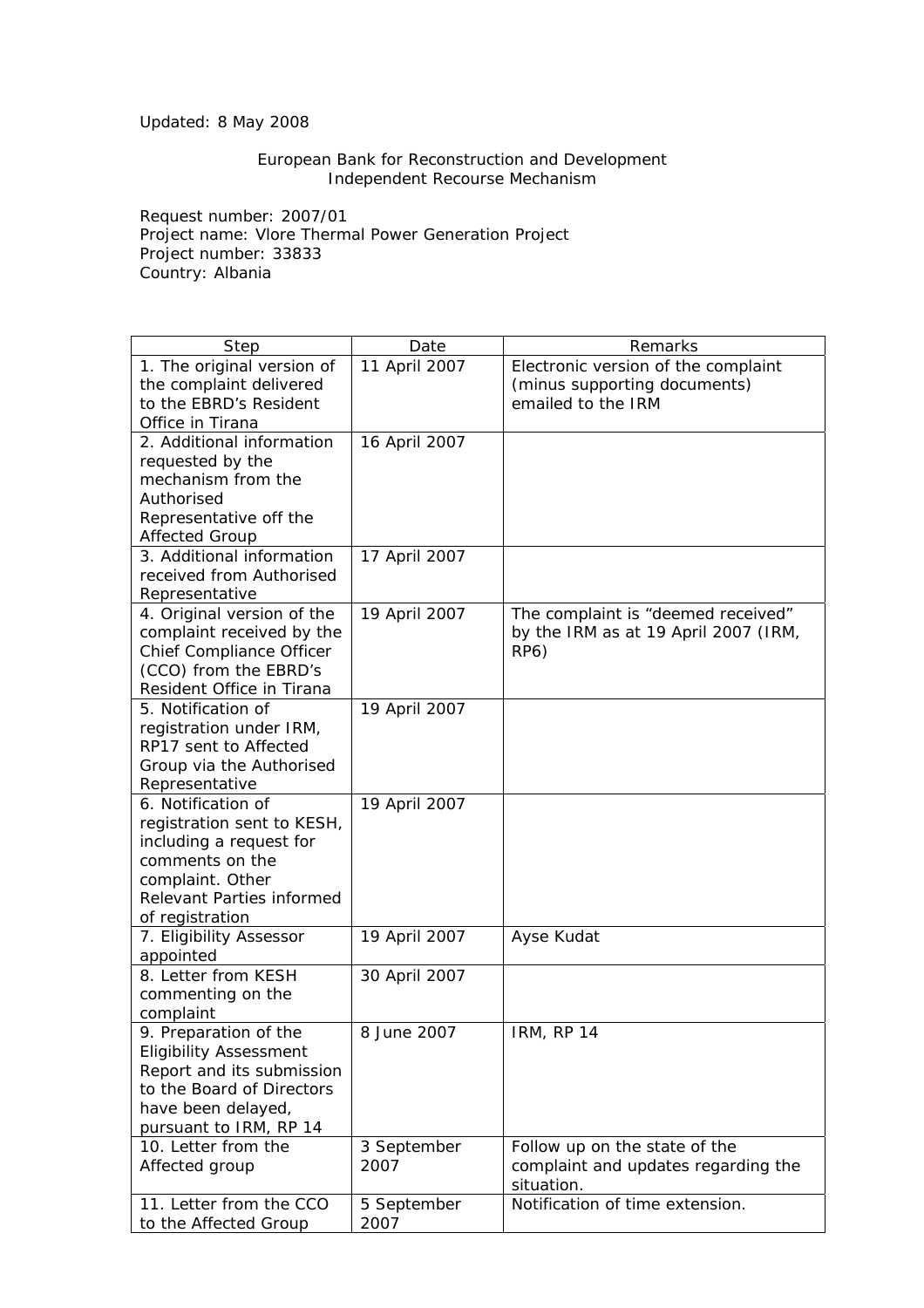Updated: 8 May 2008

European Bank for Reconstruction and Development
Independent Recourse Mechanism

Request number: 2007/01
Project name: Vlore Thermal Power Generation Project
Project number: 33833
Country: Albania

| Step | Date | Remarks |
|---|---|---|
| 1. The original version of the complaint delivered to the EBRD's Resident Office in Tirana | 11 April 2007 | Electronic version of the complaint (minus supporting documents) emailed to the IRM |
| 2. Additional information requested by the mechanism from the Authorised Representative off the Affected Group | 16 April 2007 | |
| 3. Additional information received from Authorised Representative | 17 April 2007 | |
| 4. Original version of the complaint received by the Chief Compliance Officer (CCO) from the EBRD's Resident Office in Tirana | 19 April 2007 | The complaint is "deemed received" by the IRM as at 19 April 2007 (IRM, RP6) |
| 5. Notification of registration under IRM, RP17 sent to Affected Group via the Authorised Representative | 19 April 2007 | |
| 6. Notification of registration sent to KESH, including a request for comments on the complaint. Other Relevant Parties informed of registration | 19 April 2007 | |
| 7. Eligibility Assessor appointed | 19 April 2007 | Ayse Kudat |
| 8. Letter from KESH commenting on the complaint | 30 April 2007 | |
| 9. Preparation of the Eligibility Assessment Report and its submission to the Board of Directors have been delayed, pursuant to IRM, RP 14 | 8 June 2007 | IRM, RP 14 |
| 10. Letter from the Affected group | 3 September 2007 | Follow up on the state of the complaint and updates regarding the situation. |
| 11. Letter from the CCO to the Affected Group | 5 September 2007 | Notification of time extension. |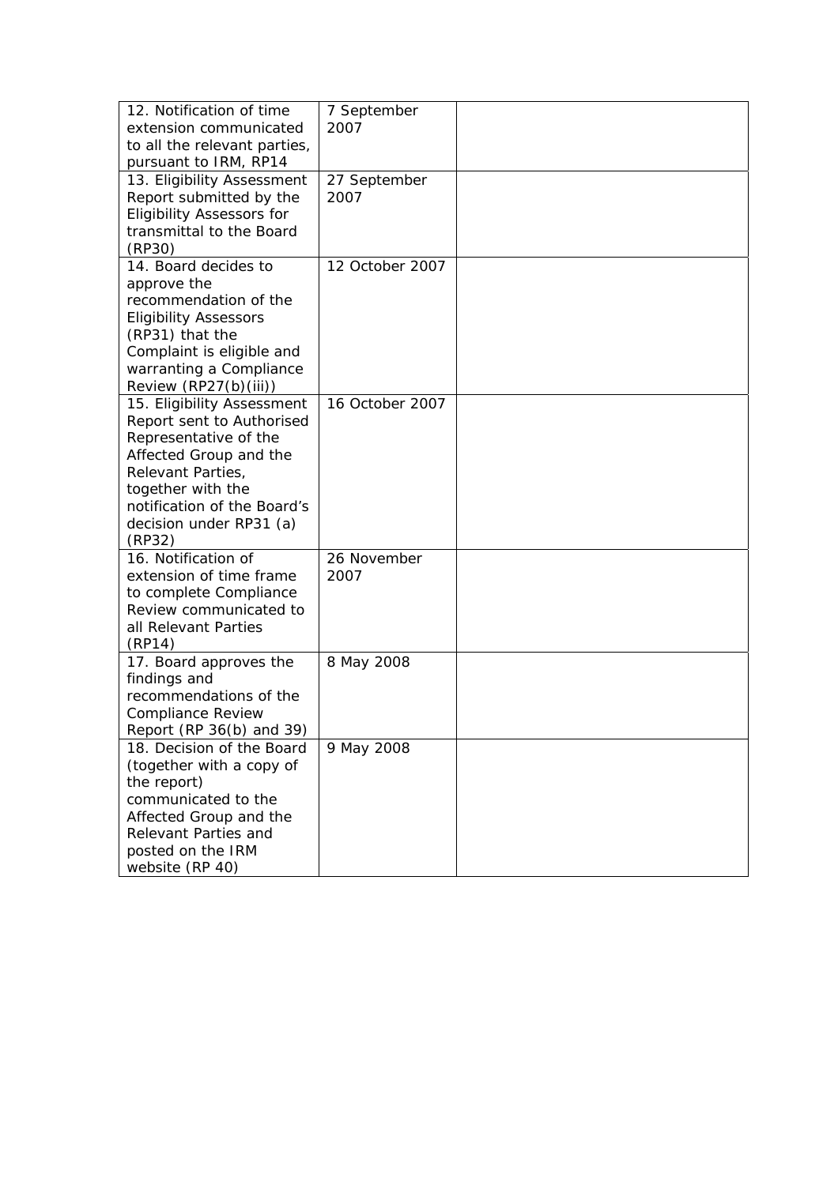| | | |
|---|---|---|
| 12. Notification of time extension communicated to all the relevant parties, pursuant to IRM, RP14 | 7 September 2007 | |
| 13. Eligibility Assessment Report submitted by the Eligibility Assessors for transmittal to the Board (RP30) | 27 September 2007 | |
| 14. Board decides to approve the recommendation of the Eligibility Assessors (RP31) that the Complaint is eligible and warranting a Compliance Review (RP27(b)(iii)) | 12 October 2007 | |
| 15. Eligibility Assessment Report sent to Authorised Representative of the Affected Group and the Relevant Parties, together with the notification of the Board's decision under RP31 (a) (RP32) | 16 October 2007 | |
| 16. Notification of extension of time frame to complete Compliance Review communicated to all Relevant Parties (RP14) | 26 November 2007 | |
| 17. Board approves the findings and recommendations of the Compliance Review Report (RP 36(b) and 39) | 8 May 2008 | |
| 18. Decision of the Board (together with a copy of the report) communicated to the Affected Group and the Relevant Parties and posted on the IRM website (RP 40) | 9 May 2008 | |